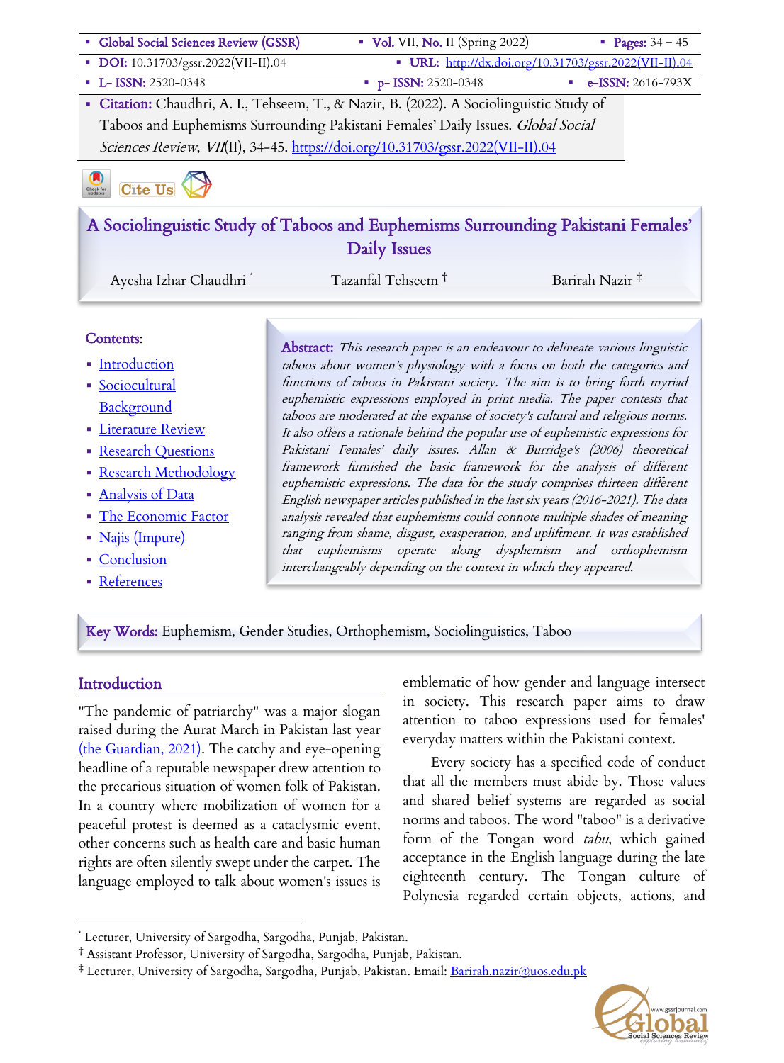- **Global Social Sciences Review (GSSR)** ▪ **Vol.** VII, **No.** II (Spring 2022) ▪ **Pages:** 34 – 45
- **DOI:** 10.31703/gssr.2022(VII-II).04 ▪ **URL:** http://dx.doi.org/10.31703/gssr.2022(VII-II).04
- **L- ISSN:** 2520-0348 ▪ **p- ISSN:** 2520-0348 ▪ **e-ISSN:** 2616-793X
- **Citation:** Chaudhri, A. I., Tehseem, T., & Nazir, B. (2022). A Sociolinguistic Study of Taboos and Euphemisms Surrounding Pakistani Females' Daily Issues. *Global Social Sciences Review*, *VII*(II), 34-45. https://doi.org/10.31703/gssr.2022(VII-II).04

# A Sociolinguistic Study of Taboos and Euphemisms Surrounding Pakistani Females' Daily Issues

Ayesha Izhar Chaudhri [*] Tazanfal Tehseem [†] Barirah Nazir [‡]

**Contents:**

- Introduction
- Sociocultural Background
- Literature Review
- Research Questions
- Research Methodology
- Analysis of Data
- The Economic Factor
- Najis (Impure)
- Conclusion
- References

**Abstract:** *This research paper is an endeavour to delineate various linguistic taboos about women's physiology with a focus on both the categories and functions of taboos in Pakistani society. The aim is to bring forth myriad euphemistic expressions employed in print media. The paper contests that taboos are moderated at the expanse of society's cultural and religious norms. It also offers a rationale behind the popular use of euphemistic expressions for Pakistani Females' daily issues. Allan & Burridge's (2006) theoretical framework furnished the basic framework for the analysis of different euphemistic expressions. The data for the study comprises thirteen different English newspaper articles published in the last six years (2016-2021). The data analysis revealed that euphemisms could connote multiple shades of meaning ranging from shame, disgust, exasperation, and upliftment. It was established that euphemisms operate along dysphemism and orthophemism interchangeably depending on the context in which they appeared.*

**Key Words:** Euphemism, Gender Studies, Orthophemism, Sociolinguistics, Taboo

## Introduction

"The pandemic of patriarchy" was a major slogan raised during the Aurat March in Pakistan last year (the Guardian, 2021). The catchy and eye-opening headline of a reputable newspaper drew attention to the precarious situation of women folk of Pakistan. In a country where mobilization of women for a peaceful protest is deemed as a cataclysmic event, other concerns such as health care and basic human rights are often silently swept under the carpet. The language employed to talk about women's issues is emblematic of how gender and language intersect in society. This research paper aims to draw attention to taboo expressions used for females' everyday matters within the Pakistani context.

Every society has a specified code of conduct that all the members must abide by. Those values and shared belief systems are regarded as social norms and taboos. The word "taboo" is a derivative form of the Tongan word *tabu*, which gained acceptance in the English language during the late eighteenth century. The Tongan culture of Polynesia regarded certain objects, actions, and

---

[*] Lecturer, University of Sargodha, Sargodha, Punjab, Pakistan.

[†] Assistant Professor, University of Sargodha, Sargodha, Punjab, Pakistan.

[‡] Lecturer, University of Sargodha, Sargodha, Punjab, Pakistan. Email: Barirah.nazir@uos.edu.pk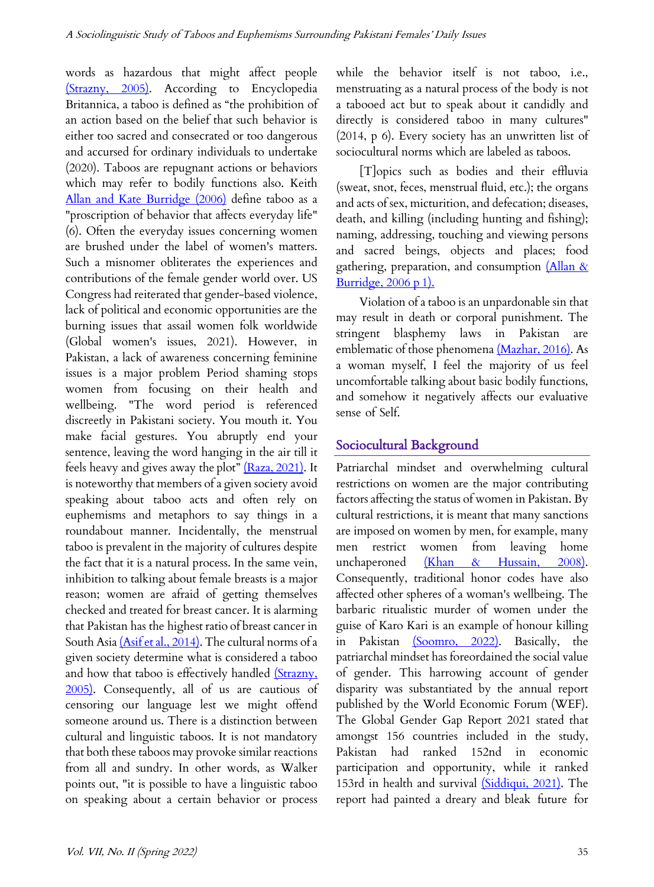words as hazardous that might affect people (Strazny, 2005). According to Encyclopedia Britannica, a taboo is defined as "the prohibition of an action based on the belief that such behavior is either too sacred and consecrated or too dangerous and accursed for ordinary individuals to undertake (2020). Taboos are repugnant actions or behaviors which may refer to bodily functions also. Keith Allan and Kate Burridge (2006) define taboo as a "proscription of behavior that affects everyday life" (6). Often the everyday issues concerning women are brushed under the label of women's matters. Such a misnomer obliterates the experiences and contributions of the female gender world over. US Congress had reiterated that gender-based violence, lack of political and economic opportunities are the burning issues that assail women folk worldwide (Global women's issues, 2021). However, in Pakistan, a lack of awareness concerning feminine issues is a major problem Period shaming stops women from focusing on their health and wellbeing. "The word period is referenced discreetly in Pakistani society. You mouth it. You make facial gestures. You abruptly end your sentence, leaving the word hanging in the air till it feels heavy and gives away the plot" (Raza, 2021). It is noteworthy that members of a given society avoid speaking about taboo acts and often rely on euphemisms and metaphors to say things in a roundabout manner. Incidentally, the menstrual taboo is prevalent in the majority of cultures despite the fact that it is a natural process. In the same vein, inhibition to talking about female breasts is a major reason; women are afraid of getting themselves checked and treated for breast cancer. It is alarming that Pakistan has the highest ratio of breast cancer in South Asia (Asif et al., 2014). The cultural norms of a given society determine what is considered a taboo and how that taboo is effectively handled (Strazny, 2005). Consequently, all of us are cautious of censoring our language lest we might offend someone around us. There is a distinction between cultural and linguistic taboos. It is not mandatory that both these taboos may provoke similar reactions from all and sundry. In other words, as Walker points out, "it is possible to have a linguistic taboo on speaking about a certain behavior or process while the behavior itself is not taboo, i.e., menstruating as a natural process of the body is not a tabooed act but to speak about it candidly and directly is considered taboo in many cultures" (2014, p 6). Every society has an unwritten list of sociocultural norms which are labeled as taboos.

> [T]opics such as bodies and their effluvia (sweat, snot, feces, menstrual fluid, etc.); the organs and acts of sex, micturition, and defecation; diseases, death, and killing (including hunting and fishing); naming, addressing, touching and viewing persons and sacred beings, objects and places; food gathering, preparation, and consumption (Allan & Burridge, 2006 p 1).

Violation of a taboo is an unpardonable sin that may result in death or corporal punishment. The stringent blasphemy laws in Pakistan are emblematic of those phenomena (Mazhar, 2016). As a woman myself, I feel the majority of us feel uncomfortable talking about basic bodily functions, and somehow it negatively affects our evaluative sense of Self.

## Sociocultural Background

Patriarchal mindset and overwhelming cultural restrictions on women are the major contributing factors affecting the status of women in Pakistan. By cultural restrictions, it is meant that many sanctions are imposed on women by men, for example, many men restrict women from leaving home unchaperoned (Khan & Hussain, 2008). Consequently, traditional honor codes have also affected other spheres of a woman's wellbeing. The barbaric ritualistic murder of women under the guise of Karo Kari is an example of honour killing in Pakistan (Soomro, 2022). Basically, the patriarchal mindset has foreordained the social value of gender. This harrowing account of gender disparity was substantiated by the annual report published by the World Economic Forum (WEF). The Global Gender Gap Report 2021 stated that amongst 156 countries included in the study, Pakistan had ranked 152nd in economic participation and opportunity, while it ranked 153rd in health and survival (Siddiqui, 2021). The report had painted a dreary and bleak future for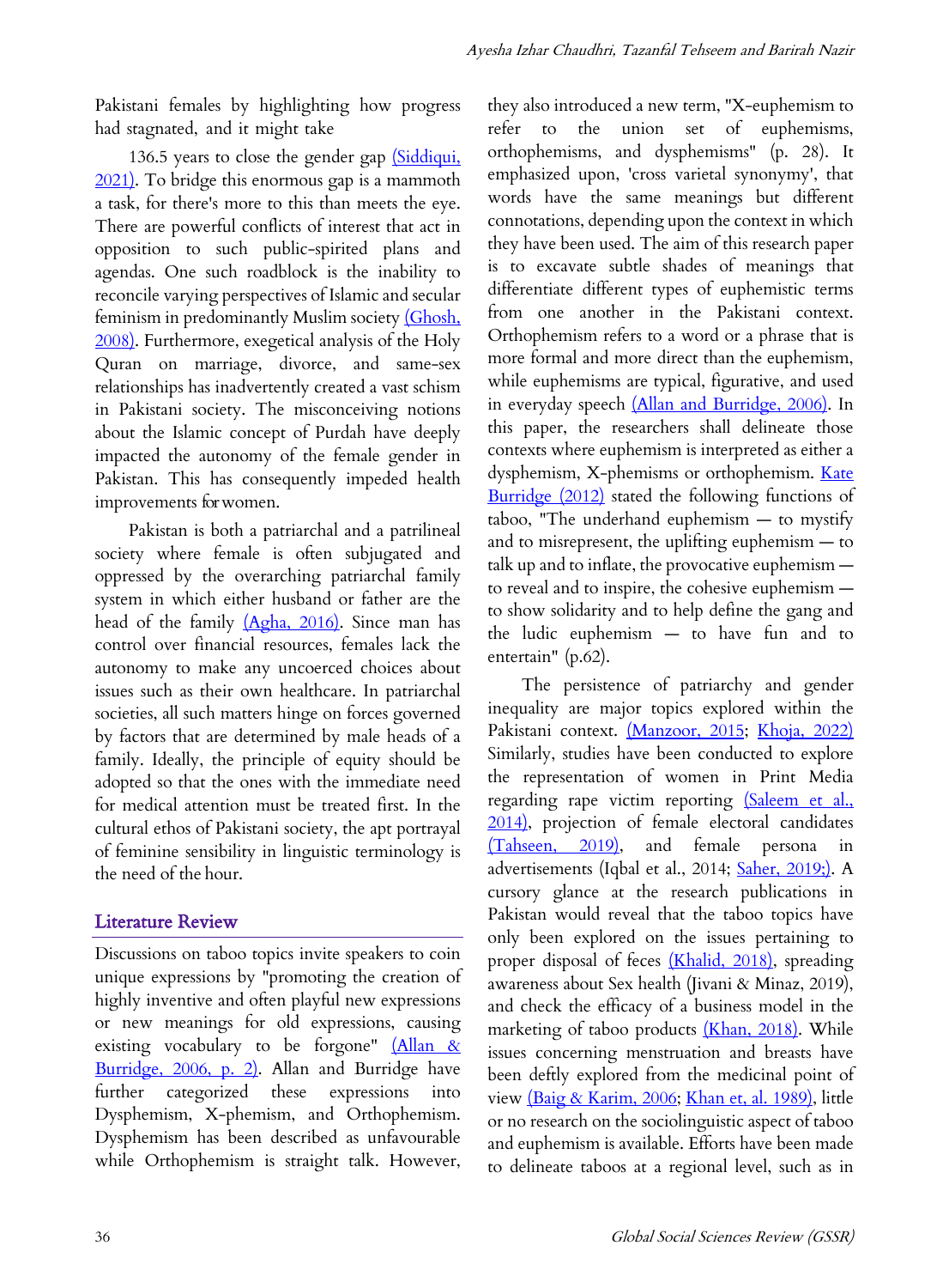Pakistani females by highlighting how progress had stagnated, and it might take

136.5 years to close the gender gap (Siddiqui, 2021). To bridge this enormous gap is a mammoth a task, for there's more to this than meets the eye. There are powerful conflicts of interest that act in opposition to such public-spirited plans and agendas. One such roadblock is the inability to reconcile varying perspectives of Islamic and secular feminism in predominantly Muslim society (Ghosh, 2008). Furthermore, exegetical analysis of the Holy Quran on marriage, divorce, and same-sex relationships has inadvertently created a vast schism in Pakistani society. The misconceiving notions about the Islamic concept of Purdah have deeply impacted the autonomy of the female gender in Pakistan. This has consequently impeded health improvements for women.

Pakistan is both a patriarchal and a patrilineal society where female is often subjugated and oppressed by the overarching patriarchal family system in which either husband or father are the head of the family (Agha, 2016). Since man has control over financial resources, females lack the autonomy to make any uncoerced choices about issues such as their own healthcare. In patriarchal societies, all such matters hinge on forces governed by factors that are determined by male heads of a family. Ideally, the principle of equity should be adopted so that the ones with the immediate need for medical attention must be treated first. In the cultural ethos of Pakistani society, the apt portrayal of feminine sensibility in linguistic terminology is the need of the hour.

## Literature Review

Discussions on taboo topics invite speakers to coin unique expressions by "promoting the creation of highly inventive and often playful new expressions or new meanings for old expressions, causing existing vocabulary to be forgone" (Allan & Burridge, 2006, p. 2). Allan and Burridge have further categorized these expressions into Dysphemism, X-phemism, and Orthophemism. Dysphemism has been described as unfavourable while Orthophemism is straight talk. However, they also introduced a new term, "X-euphemism to refer to the union set of euphemisms, orthophemisms, and dysphemisms" (p. 28). It emphasized upon, 'cross varietal synonymy', that words have the same meanings but different connotations, depending upon the context in which they have been used. The aim of this research paper is to excavate subtle shades of meanings that differentiate different types of euphemistic terms from one another in the Pakistani context. Orthophemism refers to a word or a phrase that is more formal and more direct than the euphemism, while euphemisms are typical, figurative, and used in everyday speech (Allan and Burridge, 2006). In this paper, the researchers shall delineate those contexts where euphemism is interpreted as either a dysphemism, X-phemisms or orthophemism. Kate Burridge (2012) stated the following functions of taboo, "The underhand euphemism — to mystify and to misrepresent, the uplifting euphemism — to talk up and to inflate, the provocative euphemism — to reveal and to inspire, the cohesive euphemism — to show solidarity and to help define the gang and the ludic euphemism — to have fun and to entertain" (p.62).

The persistence of patriarchy and gender inequality are major topics explored within the Pakistani context. (Manzoor, 2015; Khoja, 2022) Similarly, studies have been conducted to explore the representation of women in Print Media regarding rape victim reporting (Saleem et al., 2014), projection of female electoral candidates (Tahseen, 2019), and female persona in advertisements (Iqbal et al., 2014; Saher, 2019;). A cursory glance at the research publications in Pakistan would reveal that the taboo topics have only been explored on the issues pertaining to proper disposal of feces (Khalid, 2018), spreading awareness about Sex health (Jivani & Minaz, 2019), and check the efficacy of a business model in the marketing of taboo products (Khan, 2018). While issues concerning menstruation and breasts have been deftly explored from the medicinal point of view (Baig & Karim, 2006; Khan et, al. 1989), little or no research on the sociolinguistic aspect of taboo and euphemism is available. Efforts have been made to delineate taboos at a regional level, such as in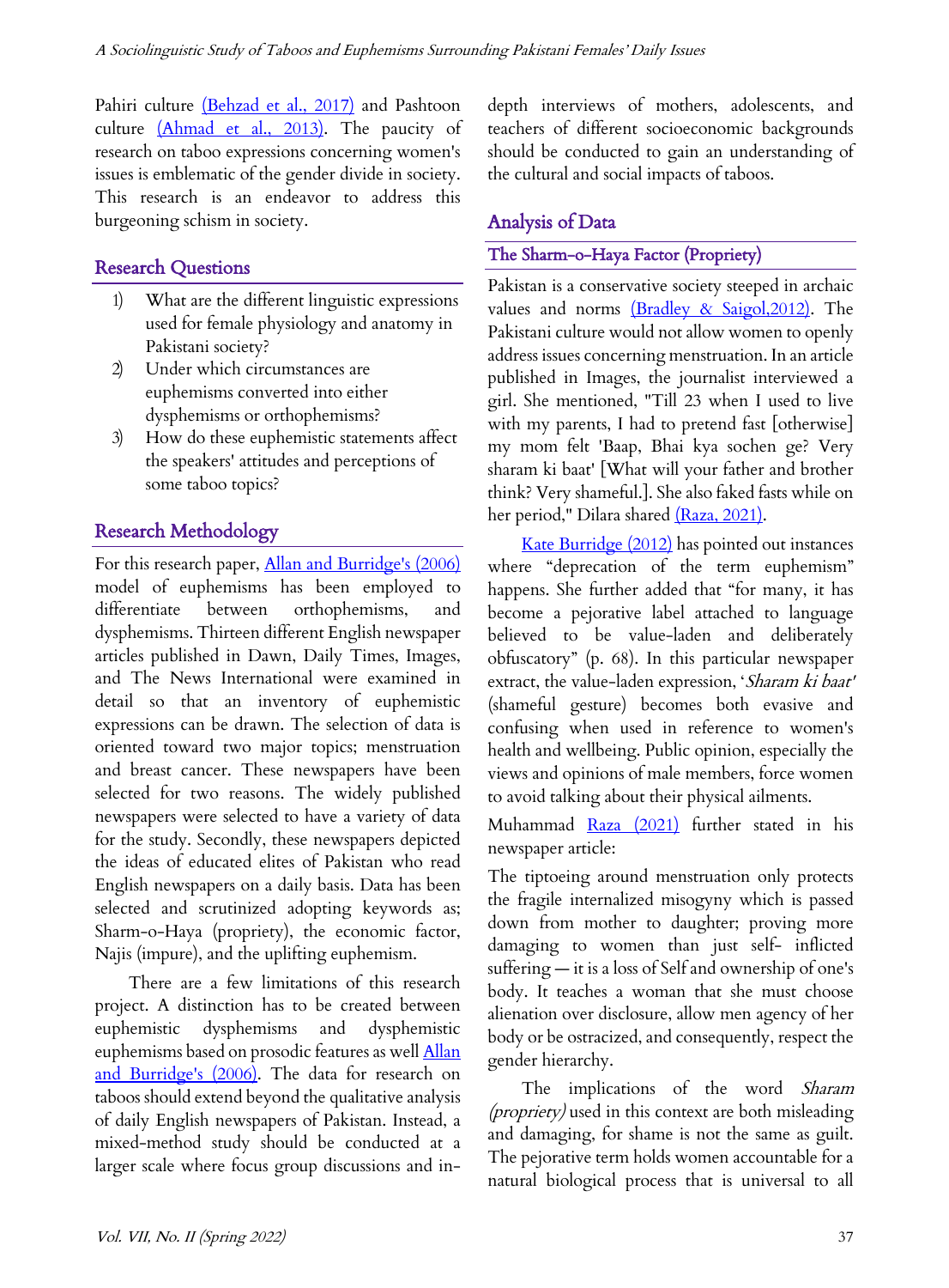Pahiri culture (Behzad et al., 2017) and Pashtoon culture (Ahmad et al., 2013). The paucity of research on taboo expressions concerning women's issues is emblematic of the gender divide in society. This research is an endeavor to address this burgeoning schism in society.

## Research Questions

1) What are the different linguistic expressions used for female physiology and anatomy in Pakistani society?
2) Under which circumstances are euphemisms converted into either dysphemisms or orthophemisms?
3) How do these euphemistic statements affect the speakers' attitudes and perceptions of some taboo topics?

## Research Methodology

For this research paper, Allan and Burridge's (2006) model of euphemisms has been employed to differentiate between orthophemisms, and dysphemisms. Thirteen different English newspaper articles published in Dawn, Daily Times, Images, and The News International were examined in detail so that an inventory of euphemistic expressions can be drawn. The selection of data is oriented toward two major topics; menstruation and breast cancer. These newspapers have been selected for two reasons. The widely published newspapers were selected to have a variety of data for the study. Secondly, these newspapers depicted the ideas of educated elites of Pakistan who read English newspapers on a daily basis. Data has been selected and scrutinized adopting keywords as; Sharm-o-Haya (propriety), the economic factor, Najis (impure), and the uplifting euphemism.

There are a few limitations of this research project. A distinction has to be created between euphemistic dysphemisms and dysphemistic euphemisms based on prosodic features as well Allan and Burridge's (2006). The data for research on taboos should extend beyond the qualitative analysis of daily English newspapers of Pakistan. Instead, a mixed-method study should be conducted at a larger scale where focus group discussions and in-depth interviews of mothers, adolescents, and teachers of different socioeconomic backgrounds should be conducted to gain an understanding of the cultural and social impacts of taboos.

## Analysis of Data

### The Sharm-o-Haya Factor (Propriety)

Pakistan is a conservative society steeped in archaic values and norms (Bradley & Saigol,2012). The Pakistani culture would not allow women to openly address issues concerning menstruation. In an article published in Images, the journalist interviewed a girl. She mentioned, "Till 23 when I used to live with my parents, I had to pretend fast [otherwise] my mom felt 'Baap, Bhai kya sochen ge? Very sharam ki baat' [What will your father and brother think? Very shameful.]. She also faked fasts while on her period," Dilara shared (Raza, 2021).

Kate Burridge (2012) has pointed out instances where "deprecation of the term euphemism" happens. She further added that "for many, it has become a pejorative label attached to language believed to be value-laden and deliberately obfuscatory" (p. 68). In this particular newspaper extract, the value-laden expression, '*Sharam ki baat*' (shameful gesture) becomes both evasive and confusing when used in reference to women's health and wellbeing. Public opinion, especially the views and opinions of male members, force women to avoid talking about their physical ailments.

Muhammad Raza (2021) further stated in his newspaper article:

> The tiptoeing around menstruation only protects the fragile internalized misogyny which is passed down from mother to daughter; proving more damaging to women than just self- inflicted suffering — it is a loss of Self and ownership of one's body. It teaches a woman that she must choose alienation over disclosure, allow men agency of her body or be ostracized, and consequently, respect the gender hierarchy.

The implications of the word *Sharam (propriety)* used in this context are both misleading and damaging, for shame is not the same as guilt. The pejorative term holds women accountable for a natural biological process that is universal to all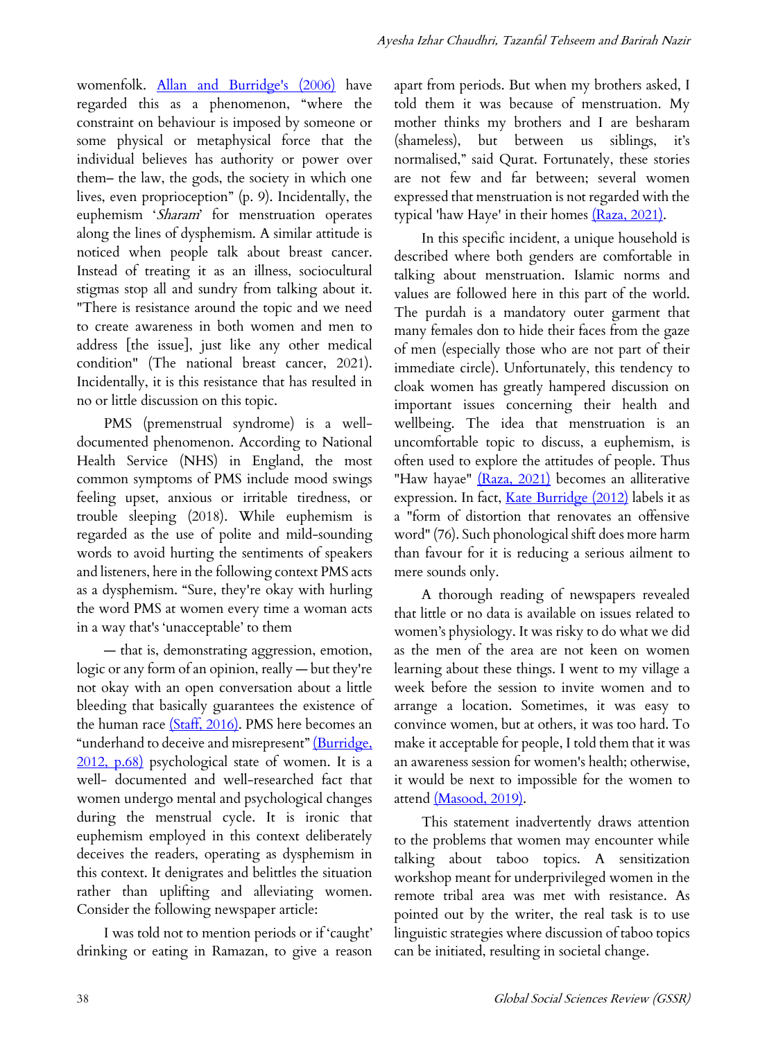womenfolk. Allan and Burridge's (2006) have regarded this as a phenomenon, "where the constraint on behaviour is imposed by someone or some physical or metaphysical force that the individual believes has authority or power over them– the law, the gods, the society in which one lives, even proprioception" (p. 9). Incidentally, the euphemism '*Sharam*' for menstruation operates along the lines of dysphemism. A similar attitude is noticed when people talk about breast cancer. Instead of treating it as an illness, sociocultural stigmas stop all and sundry from talking about it. "There is resistance around the topic and we need to create awareness in both women and men to address [the issue], just like any other medical condition" (The national breast cancer, 2021). Incidentally, it is this resistance that has resulted in no or little discussion on this topic.

PMS (premenstrual syndrome) is a well-documented phenomenon. According to National Health Service (NHS) in England, the most common symptoms of PMS include mood swings feeling upset, anxious or irritable tiredness, or trouble sleeping (2018). While euphemism is regarded as the use of polite and mild-sounding words to avoid hurting the sentiments of speakers and listeners, here in the following context PMS acts as a dysphemism. "Sure, they're okay with hurling the word PMS at women every time a woman acts in a way that's 'unacceptable' to them

— that is, demonstrating aggression, emotion, logic or any form of an opinion, really — but they're not okay with an open conversation about a little bleeding that basically guarantees the existence of the human race (Staff, 2016). PMS here becomes an "underhand to deceive and misrepresent" (Burridge, 2012, p.68) psychological state of women. It is a well- documented and well-researched fact that women undergo mental and psychological changes during the menstrual cycle. It is ironic that euphemism employed in this context deliberately deceives the readers, operating as dysphemism in this context. It denigrates and belittles the situation rather than uplifting and alleviating women. Consider the following newspaper article:

I was told not to mention periods or if 'caught' drinking or eating in Ramazan, to give a reason apart from periods. But when my brothers asked, I told them it was because of menstruation. My mother thinks my brothers and I are besharam (shameless), but between us siblings, it's normalised," said Qurat. Fortunately, these stories are not few and far between; several women expressed that menstruation is not regarded with the typical 'haw Haye' in their homes (Raza, 2021).

In this specific incident, a unique household is described where both genders are comfortable in talking about menstruation. Islamic norms and values are followed here in this part of the world. The purdah is a mandatory outer garment that many females don to hide their faces from the gaze of men (especially those who are not part of their immediate circle). Unfortunately, this tendency to cloak women has greatly hampered discussion on important issues concerning their health and wellbeing. The idea that menstruation is an uncomfortable topic to discuss, a euphemism, is often used to explore the attitudes of people. Thus "Haw hayae" (Raza, 2021) becomes an alliterative expression. In fact, Kate Burridge (2012) labels it as a "form of distortion that renovates an offensive word" (76). Such phonological shift does more harm than favour for it is reducing a serious ailment to mere sounds only.

A thorough reading of newspapers revealed that little or no data is available on issues related to women's physiology. It was risky to do what we did as the men of the area are not keen on women learning about these things. I went to my village a week before the session to invite women and to arrange a location. Sometimes, it was easy to convince women, but at others, it was too hard. To make it acceptable for people, I told them that it was an awareness session for women's health; otherwise, it would be next to impossible for the women to attend (Masood, 2019).

This statement inadvertently draws attention to the problems that women may encounter while talking about taboo topics. A sensitization workshop meant for underprivileged women in the remote tribal area was met with resistance. As pointed out by the writer, the real task is to use linguistic strategies where discussion of taboo topics can be initiated, resulting in societal change.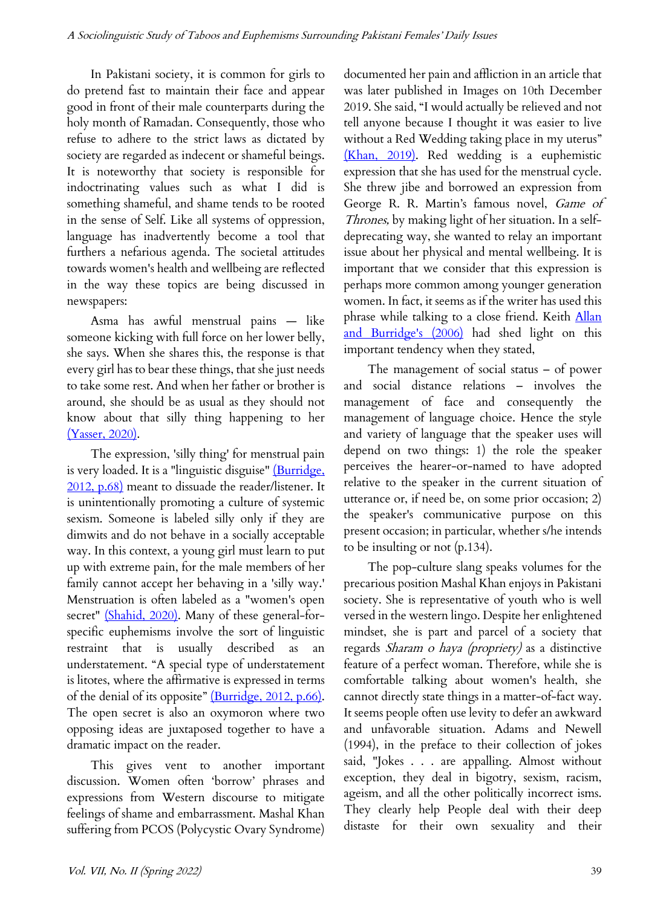In Pakistani society, it is common for girls to do pretend fast to maintain their face and appear good in front of their male counterparts during the holy month of Ramadan. Consequently, those who refuse to adhere to the strict laws as dictated by society are regarded as indecent or shameful beings. It is noteworthy that society is responsible for indoctrinating values such as what I did is something shameful, and shame tends to be rooted in the sense of Self. Like all systems of oppression, language has inadvertently become a tool that furthers a nefarious agenda. The societal attitudes towards women's health and wellbeing are reflected in the way these topics are being discussed in newspapers:

> Asma has awful menstrual pains — like someone kicking with full force on her lower belly, she says. When she shares this, the response is that every girl has to bear these things, that she just needs to take some rest. And when her father or brother is around, she should be as usual as they should not know about that silly thing happening to her (Yasser, 2020).

The expression, 'silly thing' for menstrual pain is very loaded. It is a "linguistic disguise" (Burridge, 2012, p.68) meant to dissuade the reader/listener. It is unintentionally promoting a culture of systemic sexism. Someone is labeled silly only if they are dimwits and do not behave in a socially acceptable way. In this context, a young girl must learn to put up with extreme pain, for the male members of her family cannot accept her behaving in a 'silly way.' Menstruation is often labeled as a "women's open secret" (Shahid, 2020). Many of these general-for-specific euphemisms involve the sort of linguistic restraint that is usually described as an understatement. "A special type of understatement is litotes, where the affirmative is expressed in terms of the denial of its opposite" (Burridge, 2012, p.66). The open secret is also an oxymoron where two opposing ideas are juxtaposed together to have a dramatic impact on the reader.

This gives vent to another important discussion. Women often 'borrow' phrases and expressions from Western discourse to mitigate feelings of shame and embarrassment. Mashal Khan suffering from PCOS (Polycystic Ovary Syndrome) documented her pain and affliction in an article that was later published in Images on 10th December 2019. She said, "I would actually be relieved and not tell anyone because I thought it was easier to live without a Red Wedding taking place in my uterus" (Khan, 2019). Red wedding is a euphemistic expression that she has used for the menstrual cycle. She threw jibe and borrowed an expression from George R. R. Martin's famous novel, *Game of Thrones,* by making light of her situation. In a self-deprecating way, she wanted to relay an important issue about her physical and mental wellbeing. It is important that we consider that this expression is perhaps more common among younger generation women. In fact, it seems as if the writer has used this phrase while talking to a close friend. Keith Allan and Burridge's (2006) had shed light on this important tendency when they stated,

> The management of social status – of power and social distance relations – involves the management of face and consequently the management of language choice. Hence the style and variety of language that the speaker uses will depend on two things: 1) the role the speaker perceives the hearer-or-named to have adopted relative to the speaker in the current situation of utterance or, if need be, on some prior occasion; 2) the speaker's communicative purpose on this present occasion; in particular, whether s/he intends to be insulting or not (p.134).

The pop-culture slang speaks volumes for the precarious position Mashal Khan enjoys in Pakistani society. She is representative of youth who is well versed in the western lingo. Despite her enlightened mindset, she is part and parcel of a society that regards *Sharam o haya (propriety)* as a distinctive feature of a perfect woman. Therefore, while she is comfortable talking about women's health, she cannot directly state things in a matter-of-fact way. It seems people often use levity to defer an awkward and unfavorable situation. Adams and Newell (1994), in the preface to their collection of jokes said, "Jokes . . . are appalling. Almost without exception, they deal in bigotry, sexism, racism, ageism, and all the other politically incorrect isms. They clearly help People deal with their deep distaste for their own sexuality and their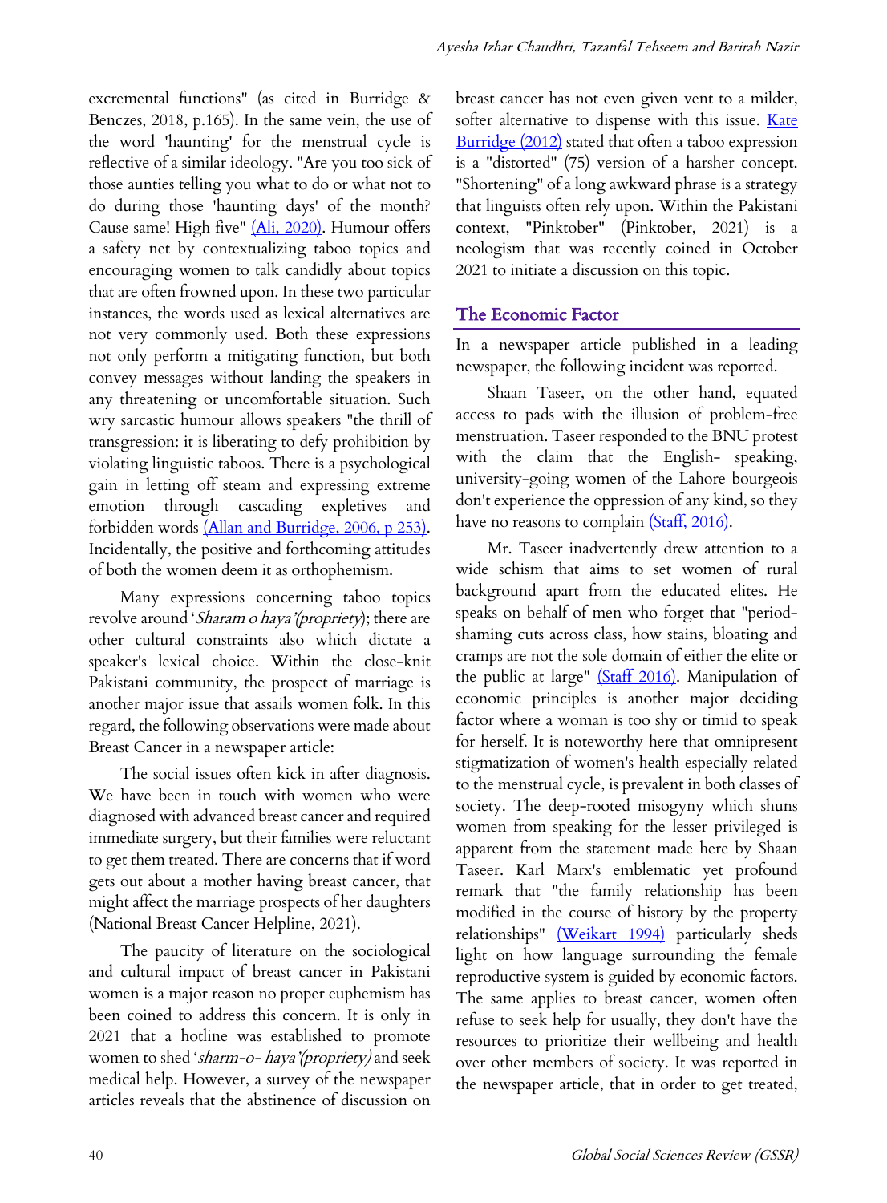excremental functions" (as cited in Burridge & Benczes, 2018, p.165). In the same vein, the use of the word 'haunting' for the menstrual cycle is reflective of a similar ideology. "Are you too sick of those aunties telling you what to do or what not to do during those 'haunting days' of the month? Cause same! High five" (Ali, 2020). Humour offers a safety net by contextualizing taboo topics and encouraging women to talk candidly about topics that are often frowned upon. In these two particular instances, the words used as lexical alternatives are not very commonly used. Both these expressions not only perform a mitigating function, but both convey messages without landing the speakers in any threatening or uncomfortable situation. Such wry sarcastic humour allows speakers "the thrill of transgression: it is liberating to defy prohibition by violating linguistic taboos. There is a psychological gain in letting off steam and expressing extreme emotion through cascading expletives and forbidden words (Allan and Burridge, 2006, p 253). Incidentally, the positive and forthcoming attitudes of both the women deem it as orthophemism.

Many expressions concerning taboo topics revolve around '*Sharam o haya' (propriety*); there are other cultural constraints also which dictate a speaker's lexical choice. Within the close-knit Pakistani community, the prospect of marriage is another major issue that assails women folk. In this regard, the following observations were made about Breast Cancer in a newspaper article:

The social issues often kick in after diagnosis. We have been in touch with women who were diagnosed with advanced breast cancer and required immediate surgery, but their families were reluctant to get them treated. There are concerns that if word gets out about a mother having breast cancer, that might affect the marriage prospects of her daughters (National Breast Cancer Helpline, 2021).

The paucity of literature on the sociological and cultural impact of breast cancer in Pakistani women is a major reason no proper euphemism has been coined to address this concern. It is only in 2021 that a hotline was established to promote women to shed '*sharm-o- haya' (propriety)* and seek medical help. However, a survey of the newspaper articles reveals that the abstinence of discussion on breast cancer has not even given vent to a milder, softer alternative to dispense with this issue. Kate Burridge (2012) stated that often a taboo expression is a "distorted" (75) version of a harsher concept. "Shortening" of a long awkward phrase is a strategy that linguists often rely upon. Within the Pakistani context, "Pinktober" (Pinktober, 2021) is a neologism that was recently coined in October 2021 to initiate a discussion on this topic.

## The Economic Factor

In a newspaper article published in a leading newspaper, the following incident was reported.

Shaan Taseer, on the other hand, equated access to pads with the illusion of problem-free menstruation. Taseer responded to the BNU protest with the claim that the English- speaking, university-going women of the Lahore bourgeois don't experience the oppression of any kind, so they have no reasons to complain (Staff, 2016).

Mr. Taseer inadvertently drew attention to a wide schism that aims to set women of rural background apart from the educated elites. He speaks on behalf of men who forget that "period-shaming cuts across class, how stains, bloating and cramps are not the sole domain of either the elite or the public at large" (Staff 2016). Manipulation of economic principles is another major deciding factor where a woman is too shy or timid to speak for herself. It is noteworthy here that omnipresent stigmatization of women's health especially related to the menstrual cycle, is prevalent in both classes of society. The deep-rooted misogyny which shuns women from speaking for the lesser privileged is apparent from the statement made here by Shaan Taseer. Karl Marx's emblematic yet profound remark that "the family relationship has been modified in the course of history by the property relationships" (Weikart 1994) particularly sheds light on how language surrounding the female reproductive system is guided by economic factors. The same applies to breast cancer, women often refuse to seek help for usually, they don't have the resources to prioritize their wellbeing and health over other members of society. It was reported in the newspaper article, that in order to get treated,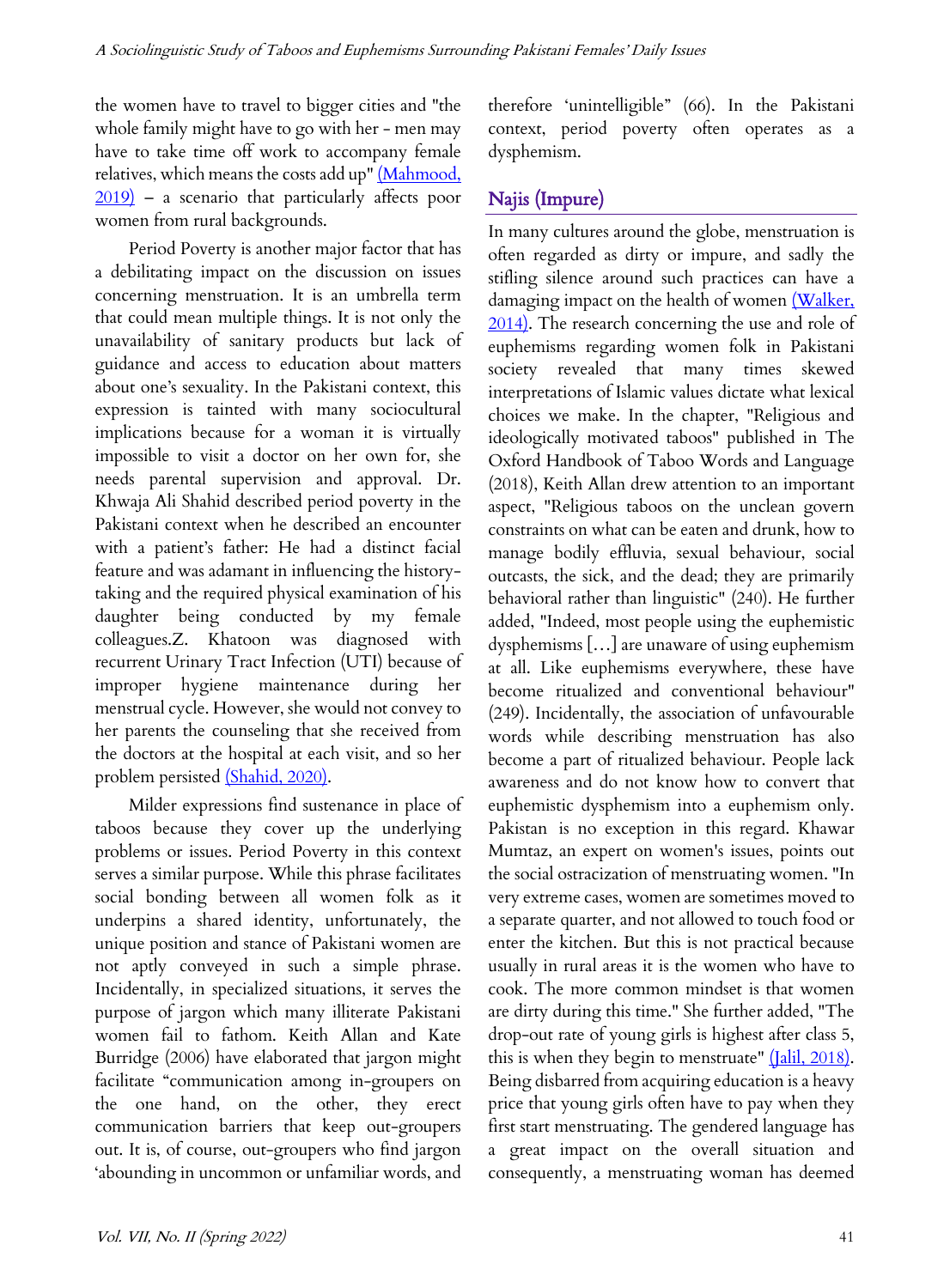the women have to travel to bigger cities and "the whole family might have to go with her - men may have to take time off work to accompany female relatives, which means the costs add up" (Mahmood, 2019) – a scenario that particularly affects poor women from rural backgrounds.

Period Poverty is another major factor that has a debilitating impact on the discussion on issues concerning menstruation. It is an umbrella term that could mean multiple things. It is not only the unavailability of sanitary products but lack of guidance and access to education about matters about one's sexuality. In the Pakistani context, this expression is tainted with many sociocultural implications because for a woman it is virtually impossible to visit a doctor on her own for, she needs parental supervision and approval. Dr. Khwaja Ali Shahid described period poverty in the Pakistani context when he described an encounter with a patient's father: He had a distinct facial feature and was adamant in influencing the history-taking and the required physical examination of his daughter being conducted by my female colleagues.Z. Khatoon was diagnosed with recurrent Urinary Tract Infection (UTI) because of improper hygiene maintenance during her menstrual cycle. However, she would not convey to her parents the counseling that she received from the doctors at the hospital at each visit, and so her problem persisted (Shahid, 2020).

Milder expressions find sustenance in place of taboos because they cover up the underlying problems or issues. Period Poverty in this context serves a similar purpose. While this phrase facilitates social bonding between all women folk as it underpins a shared identity, unfortunately, the unique position and stance of Pakistani women are not aptly conveyed in such a simple phrase. Incidentally, in specialized situations, it serves the purpose of jargon which many illiterate Pakistani women fail to fathom. Keith Allan and Kate Burridge (2006) have elaborated that jargon might facilitate "communication among in-groupers on the one hand, on the other, they erect communication barriers that keep out-groupers out. It is, of course, out-groupers who find jargon 'abounding in uncommon or unfamiliar words, and therefore 'unintelligible" (66). In the Pakistani context, period poverty often operates as a dysphemism.

## Najis (Impure)

In many cultures around the globe, menstruation is often regarded as dirty or impure, and sadly the stifling silence around such practices can have a damaging impact on the health of women (Walker, 2014). The research concerning the use and role of euphemisms regarding women folk in Pakistani society revealed that many times skewed interpretations of Islamic values dictate what lexical choices we make. In the chapter, "Religious and ideologically motivated taboos" published in The Oxford Handbook of Taboo Words and Language (2018), Keith Allan drew attention to an important aspect, "Religious taboos on the unclean govern constraints on what can be eaten and drunk, how to manage bodily effluvia, sexual behaviour, social outcasts, the sick, and the dead; they are primarily behavioral rather than linguistic" (240). He further added, "Indeed, most people using the euphemistic dysphemisms […] are unaware of using euphemism at all. Like euphemisms everywhere, these have become ritualized and conventional behaviour" (249). Incidentally, the association of unfavourable words while describing menstruation has also become a part of ritualized behaviour. People lack awareness and do not know how to convert that euphemistic dysphemism into a euphemism only. Pakistan is no exception in this regard. Khawar Mumtaz, an expert on women's issues, points out the social ostracization of menstruating women. "In very extreme cases, women are sometimes moved to a separate quarter, and not allowed to touch food or enter the kitchen. But this is not practical because usually in rural areas it is the women who have to cook. The more common mindset is that women are dirty during this time." She further added, "The drop-out rate of young girls is highest after class 5, this is when they begin to menstruate" (Jalil, 2018). Being disbarred from acquiring education is a heavy price that young girls often have to pay when they first start menstruating. The gendered language has a great impact on the overall situation and consequently, a menstruating woman has deemed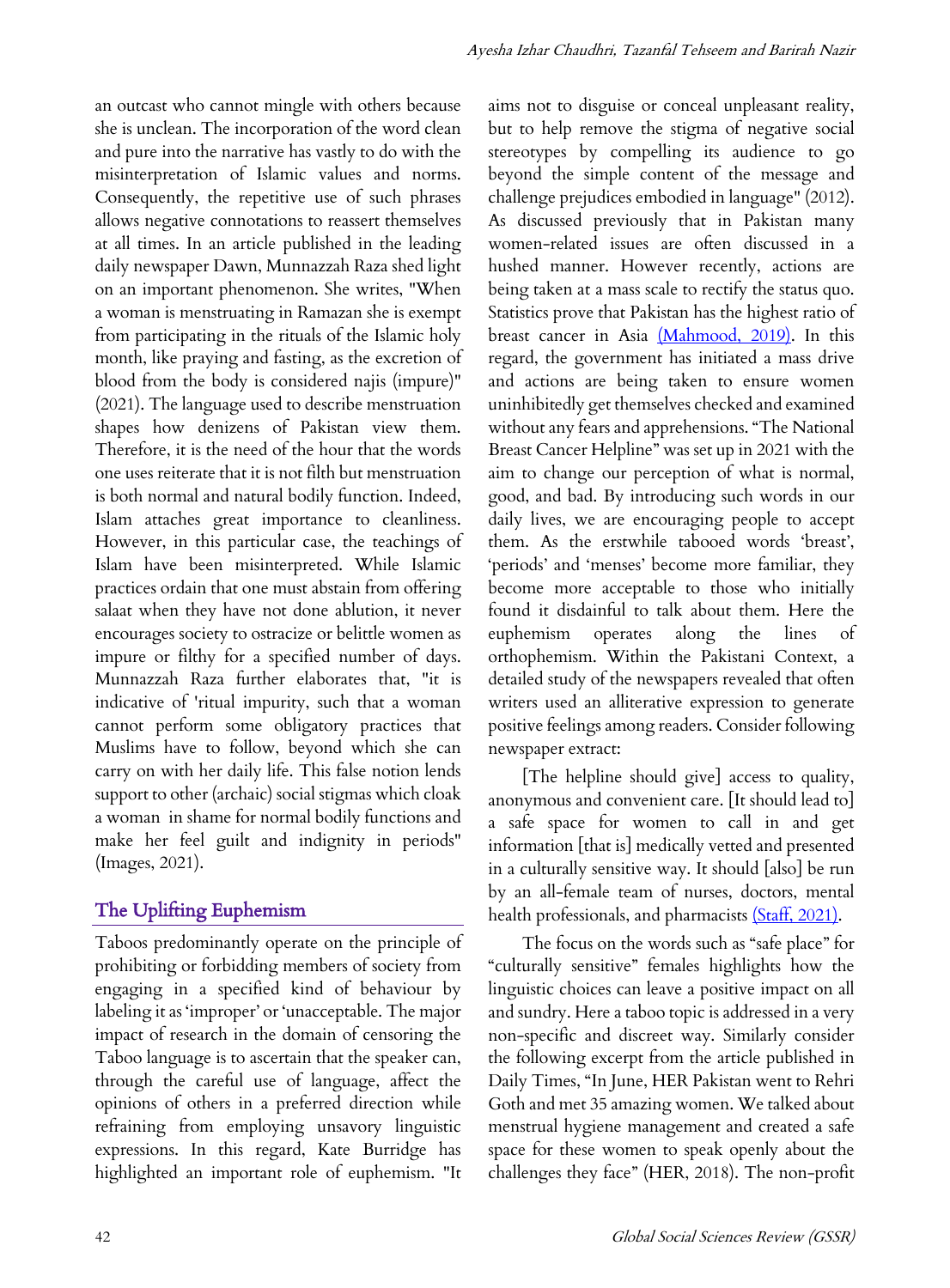an outcast who cannot mingle with others because she is unclean. The incorporation of the word clean and pure into the narrative has vastly to do with the misinterpretation of Islamic values and norms. Consequently, the repetitive use of such phrases allows negative connotations to reassert themselves at all times. In an article published in the leading daily newspaper Dawn, Munnazzah Raza shed light on an important phenomenon. She writes, "When a woman is menstruating in Ramazan she is exempt from participating in the rituals of the Islamic holy month, like praying and fasting, as the excretion of blood from the body is considered najis (impure)" (2021). The language used to describe menstruation shapes how denizens of Pakistan view them. Therefore, it is the need of the hour that the words one uses reiterate that it is not filth but menstruation is both normal and natural bodily function. Indeed, Islam attaches great importance to cleanliness. However, in this particular case, the teachings of Islam have been misinterpreted. While Islamic practices ordain that one must abstain from offering salaat when they have not done ablution, it never encourages society to ostracize or belittle women as impure or filthy for a specified number of days. Munnazzah Raza further elaborates that, "it is indicative of 'ritual impurity, such that a woman cannot perform some obligatory practices that Muslims have to follow, beyond which she can carry on with her daily life. This false notion lends support to other (archaic) social stigmas which cloak a woman in shame for normal bodily functions and make her feel guilt and indignity in periods" (Images, 2021).

## The Uplifting Euphemism

Taboos predominantly operate on the principle of prohibiting or forbidding members of society from engaging in a specified kind of behaviour by labeling it as 'improper' or 'unacceptable. The major impact of research in the domain of censoring the Taboo language is to ascertain that the speaker can, through the careful use of language, affect the opinions of others in a preferred direction while refraining from employing unsavory linguistic expressions. In this regard, Kate Burridge has highlighted an important role of euphemism. "It aims not to disguise or conceal unpleasant reality, but to help remove the stigma of negative social stereotypes by compelling its audience to go beyond the simple content of the message and challenge prejudices embodied in language" (2012). As discussed previously that in Pakistan many women-related issues are often discussed in a hushed manner. However recently, actions are being taken at a mass scale to rectify the status quo. Statistics prove that Pakistan has the highest ratio of breast cancer in Asia (Mahmood, 2019). In this regard, the government has initiated a mass drive and actions are being taken to ensure women uninhibitedly get themselves checked and examined without any fears and apprehensions. "The National Breast Cancer Helpline" was set up in 2021 with the aim to change our perception of what is normal, good, and bad. By introducing such words in our daily lives, we are encouraging people to accept them. As the erstwhile tabooed words 'breast', 'periods' and 'menses' become more familiar, they become more acceptable to those who initially found it disdainful to talk about them. Here the euphemism operates along the lines of orthophemism. Within the Pakistani Context, a detailed study of the newspapers revealed that often writers used an alliterative expression to generate positive feelings among readers. Consider following newspaper extract:

> [The helpline should give] access to quality, anonymous and convenient care. [It should lead to] a safe space for women to call in and get information [that is] medically vetted and presented in a culturally sensitive way. It should [also] be run by an all-female team of nurses, doctors, mental health professionals, and pharmacists (Staff, 2021).

The focus on the words such as "safe place" for "culturally sensitive" females highlights how the linguistic choices can leave a positive impact on all and sundry. Here a taboo topic is addressed in a very non-specific and discreet way. Similarly consider the following excerpt from the article published in Daily Times, "In June, HER Pakistan went to Rehri Goth and met 35 amazing women. We talked about menstrual hygiene management and created a safe space for these women to speak openly about the challenges they face" (HER, 2018). The non-profit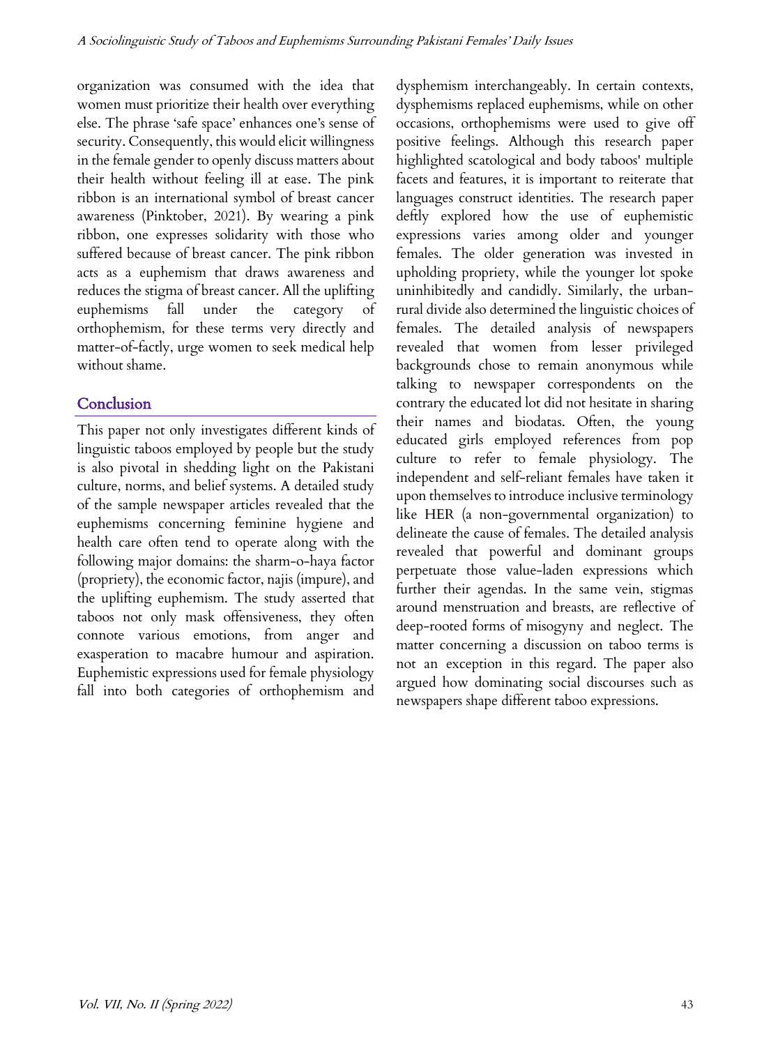organization was consumed with the idea that women must prioritize their health over everything else. The phrase 'safe space' enhances one's sense of security. Consequently, this would elicit willingness in the female gender to openly discuss matters about their health without feeling ill at ease. The pink ribbon is an international symbol of breast cancer awareness (Pinktober, 2021). By wearing a pink ribbon, one expresses solidarity with those who suffered because of breast cancer. The pink ribbon acts as a euphemism that draws awareness and reduces the stigma of breast cancer. All the uplifting euphemisms fall under the category of orthophemism, for these terms very directly and matter-of-factly, urge women to seek medical help without shame.

## Conclusion

This paper not only investigates different kinds of linguistic taboos employed by people but the study is also pivotal in shedding light on the Pakistani culture, norms, and belief systems. A detailed study of the sample newspaper articles revealed that the euphemisms concerning feminine hygiene and health care often tend to operate along with the following major domains: the sharm-o-haya factor (propriety), the economic factor, najis (impure), and the uplifting euphemism. The study asserted that taboos not only mask offensiveness, they often connote various emotions, from anger and exasperation to macabre humour and aspiration. Euphemistic expressions used for female physiology fall into both categories of orthophemism and dysphemism interchangeably. In certain contexts, dysphemisms replaced euphemisms, while on other occasions, orthophemisms were used to give off positive feelings. Although this research paper highlighted scatological and body taboos' multiple facets and features, it is important to reiterate that languages construct identities. The research paper deftly explored how the use of euphemistic expressions varies among older and younger females. The older generation was invested in upholding propriety, while the younger lot spoke uninhibitedly and candidly. Similarly, the urban-rural divide also determined the linguistic choices of females. The detailed analysis of newspapers revealed that women from lesser privileged backgrounds chose to remain anonymous while talking to newspaper correspondents on the contrary the educated lot did not hesitate in sharing their names and biodatas. Often, the young educated girls employed references from pop culture to refer to female physiology. The independent and self-reliant females have taken it upon themselves to introduce inclusive terminology like HER (a non-governmental organization) to delineate the cause of females. The detailed analysis revealed that powerful and dominant groups perpetuate those value-laden expressions which further their agendas. In the same vein, stigmas around menstruation and breasts, are reflective of deep-rooted forms of misogyny and neglect. The matter concerning a discussion on taboo terms is not an exception in this regard. The paper also argued how dominating social discourses such as newspapers shape different taboo expressions.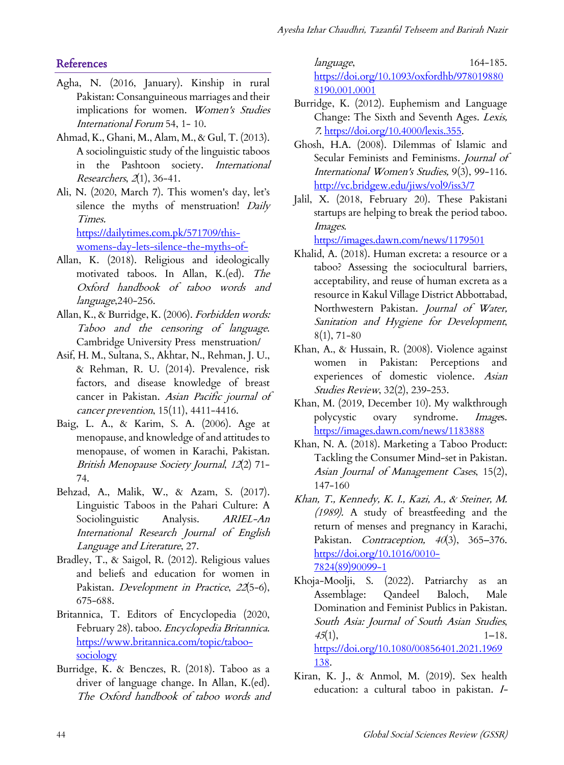## References

Agha, N. (2016, January). Kinship in rural Pakistan: Consanguineous marriages and their implications for women. *Women's Studies International Forum* 54, 1- 10.

Ahmad, K., Ghani, M., Alam, M., & Gul, T. (2013). A sociolinguistic study of the linguistic taboos in the Pashtoon society. *International Researchers*, *2*(1), 36-41.

Ali, N. (2020, March 7). This women's day, let's silence the myths of menstruation! *Daily Times.* https://dailytimes.com.pk/571709/this-womens-day-lets-silence-the-myths-of-

Allan, K. (2018). Religious and ideologically motivated taboos. In Allan, K.(ed). *The Oxford handbook of taboo words and language*,240-256.

Allan, K., & Burridge, K. (2006). *Forbidden words: Taboo and the censoring of language*. Cambridge University Press menstruation/

Asif, H. M., Sultana, S., Akhtar, N., Rehman, J. U., & Rehman, R. U. (2014). Prevalence, risk factors, and disease knowledge of breast cancer in Pakistan. *Asian Pacific journal of cancer prevention*, 15(11), 4411-4416.

Baig, L. A., & Karim, S. A. (2006). Age at menopause, and knowledge of and attitudes to menopause, of women in Karachi, Pakistan. *British Menopause Society Journal*, *12*(2) 71-74.

Behzad, A., Malik, W., & Azam, S. (2017). Linguistic Taboos in the Pahari Culture: A Sociolinguistic Analysis. *ARIEL-An International Research Journal of English Language and Literature*, 27.

Bradley, T., & Saigol, R. (2012). Religious values and beliefs and education for women in Pakistan. *Development in Practice*, *22*(5-6), 675-688.

Britannica, T. Editors of Encyclopedia (2020, February 28). taboo. *Encyclopedia Britannica*. https://www.britannica.com/topic/taboo-sociology

Burridge, K. & Benczes, R. (2018). Taboo as a driver of language change. In Allan, K.(ed). *The Oxford handbook of taboo words and language*, 164-185. https://doi.org/10.1093/oxfordhb/9780198808190.001.0001

Burridge, K. (2012). Euphemism and Language Change: The Sixth and Seventh Ages. *Lexis, 7*. https://doi.org/10.4000/lexis.355.

Ghosh, H.A. (2008). Dilemmas of Islamic and Secular Feminists and Feminisms. *Journal of International Women's Studies,* 9(3), 99-116. http://vc.bridgew.edu/jiws/vol9/iss3/7

Jalil, X. (2018, February 20). These Pakistani startups are helping to break the period taboo. *Images*. https://images.dawn.com/news/1179501

Khalid, A. (2018). Human excreta: a resource or a taboo? Assessing the sociocultural barriers, acceptability, and reuse of human excreta as a resource in Kakul Village District Abbottabad, Northwestern Pakistan. *Journal of Water, Sanitation and Hygiene for Development*, 8(1), 71-80

Khan, A., & Hussain, R. (2008). Violence against women in Pakistan: Perceptions and experiences of domestic violence. *Asian Studies Review*, 32(2), 239-253.

Khan, M. (2019, December 10). My walkthrough polycystic ovary syndrome. *Images*. https://images.dawn.com/news/1183888

Khan, N. A. (2018). Marketing a Taboo Product: Tackling the Consumer Mind-set in Pakistan. *Asian Journal of Management Cases*, 15(2), 147-160

*Khan, T., Kennedy, K. I., Kazi, A., & Steiner, M. (1989).* A study of breastfeeding and the return of menses and pregnancy in Karachi, Pakistan. *Contraception, 40*(3), 365–376. https://doi.org/10.1016/0010-7824(89)90099-1

Khoja-Moolji, S. (2022). Patriarchy as an Assemblage: Qandeel Baloch, Male Domination and Feminist Publics in Pakistan. *South Asia: Journal of South Asian Studies*, *45*(1), 1–18. https://doi.org/10.1080/00856401.2021.1969138.

Kiran, K. J., & Anmol, M. (2019). Sex health education: a cultural taboo in pakistan. *I-*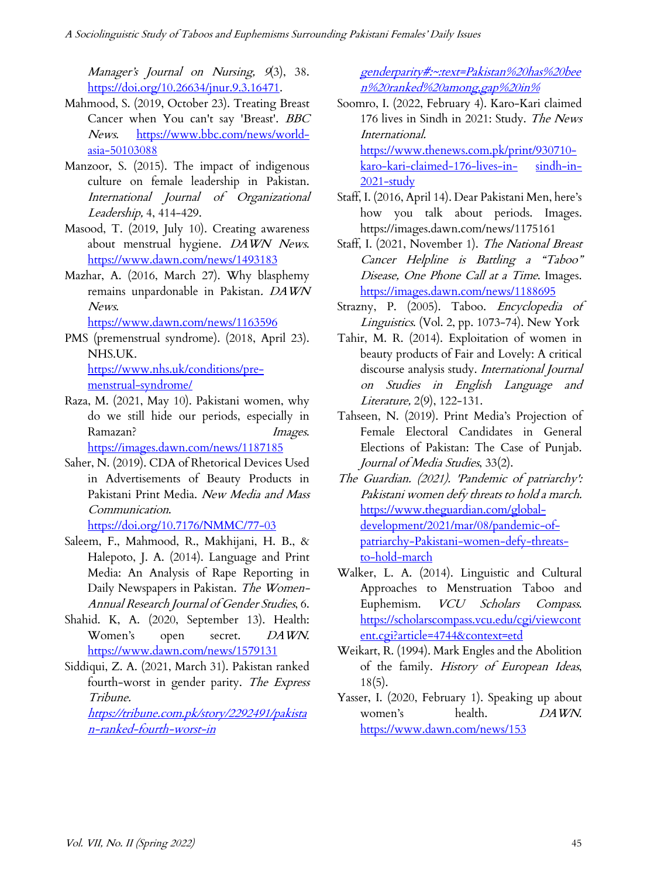*Manager's Journal on Nursing, 9*(3), 38. https://doi.org/10.26634/jnur.9.3.16471.

Mahmood, S. (2019, October 23). Treating Breast Cancer when You can't say 'Breast'. *BBC News*. https://www.bbc.com/news/world-asia-50103088

Manzoor, S. (2015). The impact of indigenous culture on female leadership in Pakistan. *International Journal of Organizational Leadership,* 4, 414-429.

Masood, T. (2019, July 10). Creating awareness about menstrual hygiene. *DAWN News*. https://www.dawn.com/news/1493183

Mazhar, A. (2016, March 27). Why blasphemy remains unpardonable in Pakistan. *DAWN News*. https://www.dawn.com/news/1163596

PMS (premenstrual syndrome). (2018, April 23). NHS.UK. https://www.nhs.uk/conditions/pre-menstrual-syndrome/

Raza, M. (2021, May 10). Pakistani women, why do we still hide our periods, especially in Ramazan? *Images*. https://images.dawn.com/news/1187185

Saher, N. (2019). CDA of Rhetorical Devices Used in Advertisements of Beauty Products in Pakistani Print Media. *New Media and Mass Communication*. https://doi.org/10.7176/NMMC/77-03

Saleem, F., Mahmood, R., Makhijani, H. B., & Halepoto, J. A. (2014). Language and Print Media: An Analysis of Rape Reporting in Daily Newspapers in Pakistan. *The Women-Annual Research Journal of Gender Studies*, 6.

Shahid. K, A. (2020, September 13). Health: Women's open secret. *DAWN*. https://www.dawn.com/news/1579131

Siddiqui, Z. A. (2021, March 31). Pakistan ranked fourth-worst in gender parity. *The Express Tribune*. *https://tribune.com.pk/story/2292491/pakistan-ranked-fourth-worst-in genderparity#:~:text=Pakistan%20has%20been%20ranked%20among,gap%20in%*

Soomro, I. (2022, February 4). Karo-Kari claimed 176 lives in Sindh in 2021: Study. *The News International*. https://www.thenews.com.pk/print/930710-karo-kari-claimed-176-lives-in- sindh-in-2021-study

Staff, I. (2016, April 14). Dear Pakistani Men, here's how you talk about periods. Images. https://images.dawn.com/news/1175161

Staff, I. (2021, November 1). *The National Breast Cancer Helpline is Battling a "Taboo" Disease, One Phone Call at a Time*. Images. https://images.dawn.com/news/1188695

Strazny, P. (2005). Taboo. *Encyclopedia of Linguistics*. (Vol. 2, pp. 1073-74). New York

Tahir, M. R. (2014). Exploitation of women in beauty products of Fair and Lovely: A critical discourse analysis study. *International Journal on Studies in English Language and Literature,* 2(9), 122-131.

Tahseen, N. (2019). Print Media's Projection of Female Electoral Candidates in General Elections of Pakistan: The Case of Punjab. *Journal of Media Studies*, 33(2).

*The Guardian. (2021). 'Pandemic of patriarchy': Pakistani women defy threats to hold a march.* https://www.theguardian.com/global-development/2021/mar/08/pandemic-of-patriarchy-Pakistani-women-defy-threats-to-hold-march

Walker, L. A. (2014). Linguistic and Cultural Approaches to Menstruation Taboo and Euphemism. *VCU Scholars Compass*. https://scholarscompass.vcu.edu/cgi/viewcontent.cgi?article=4744&context=etd

Weikart, R. (1994). Mark Engles and the Abolition of the family. *History of European Ideas*, 18(5).

Yasser, I. (2020, February 1). Speaking up about women's health. *DAWN*. https://www.dawn.com/news/153